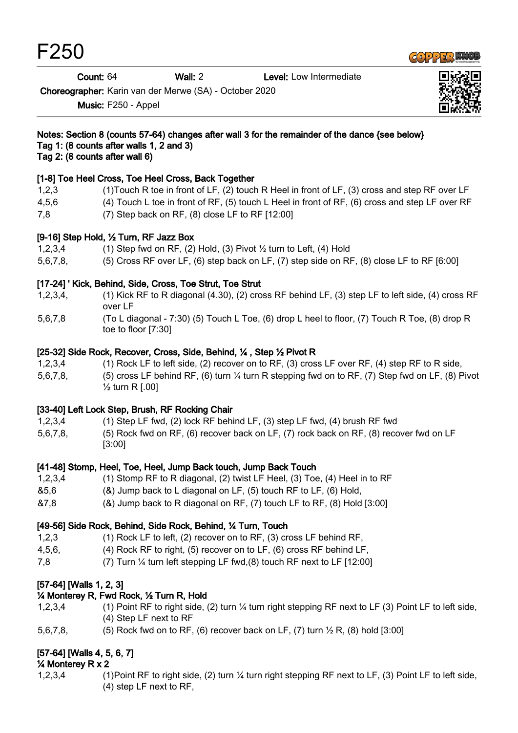# F250

**Count:** 64 **Wall:** 2 **Level:** Low Intermediate

**Choreographer:** Karin van der Merwe (SA) - October 2020

**Music:** F250 - Appel

**Notes: Section 8 (counts 57-64) changes after wall 3 for the remainder of the dance {see below}**
**Tag 1: (8 counts after walls 1, 2 and 3)**
**Tag 2: (8 counts after wall 6)**

**[1-8] Toe Heel Cross, Toe Heel Cross, Back Together**

| | |
|---|---|
| 1,2,3 | (1)Touch R toe in front of LF, (2) touch R Heel in front of LF, (3) cross and step RF over LF |
| 4,5,6 | (4) Touch L toe in front of RF, (5) touch L Heel in front of RF, (6) cross and step LF over RF |
| 7,8 | (7) Step back on RF, (8) close LF to RF [12:00] |

**[9-16] Step Hold, ½ Turn, RF Jazz Box**

| | |
|---|---|
| 1,2,3,4 | (1) Step fwd on RF, (2) Hold, (3) Pivot ½ turn to Left, (4) Hold |
| 5,6,7,8, | (5) Cross RF over LF, (6) step back on LF, (7) step side on RF, (8) close LF to RF [6:00] |

**[17-24] ' Kick, Behind, Side, Cross, Toe Strut, Toe Strut**

| | |
|---|---|
| 1,2,3,4, | (1) Kick RF to R diagonal (4.30), (2) cross RF behind LF, (3) step LF to left side, (4) cross RF over LF |
| 5,6,7,8 | (To L diagonal - 7:30) (5) Touch L Toe, (6) drop L heel to floor, (7) Touch R Toe, (8) drop R toe to floor [7:30] |

**[25-32] Side Rock, Recover, Cross, Side, Behind, ¼ , Step ½ Pivot R**

| | |
|---|---|
| 1,2,3,4 | (1) Rock LF to left side, (2) recover on to RF, (3) cross LF over RF, (4) step RF to R side, |
| 5,6,7,8, | (5) cross LF behind RF, (6) turn ¼ turn R stepping fwd on to RF, (7) Step fwd on LF, (8) Pivot ½ turn R [.00] |

**[33-40] Left Lock Step, Brush, RF Rocking Chair**

| | |
|---|---|
| 1,2,3,4 | (1) Step LF fwd, (2) lock RF behind LF, (3) step LF fwd, (4) brush RF fwd |
| 5,6,7,8, | (5) Rock fwd on RF, (6) recover back on LF, (7) rock back on RF, (8) recover fwd on LF [3:00] |

**[41-48] Stomp, Heel, Toe, Heel, Jump Back touch, Jump Back Touch**

| | |
|---|---|
| 1,2,3,4 | (1) Stomp RF to R diagonal, (2) twist LF Heel, (3) Toe, (4) Heel in to RF |
| &5,6 | (&) Jump back to L diagonal on LF, (5) touch RF to LF, (6) Hold, |
| &7,8 | (&) Jump back to R diagonal on RF, (7) touch LF to RF, (8) Hold [3:00] |

**[49-56] Side Rock, Behind, Side Rock, Behind, ¼ Turn, Touch**

| | |
|---|---|
| 1,2,3 | (1) Rock LF to left, (2) recover on to RF, (3) cross LF behind RF, |
| 4,5,6, | (4) Rock RF to right, (5) recover on to LF, (6) cross RF behind LF, |
| 7,8 | (7) Turn ¼ turn left stepping LF fwd,(8) touch RF next to LF [12:00] |

**[57-64] [Walls 1, 2, 3]**
**¼ Monterey R, Fwd Rock, ½ Turn R, Hold**

| | |
|---|---|
| 1,2,3,4 | (1) Point RF to right side, (2) turn ¼ turn right stepping RF next to LF (3) Point LF to left side, (4) Step LF next to RF |
| 5,6,7,8, | (5) Rock fwd on to RF, (6) recover back on LF, (7) turn ½ R, (8) hold [3:00] |

**[57-64] [Walls 4, 5, 6, 7]**
**¼ Monterey R x 2**

| | |
|---|---|
| 1,2,3,4 | (1)Point RF to right side, (2) turn ¼ turn right stepping RF next to LF, (3) Point LF to left side, (4) step LF next to RF, |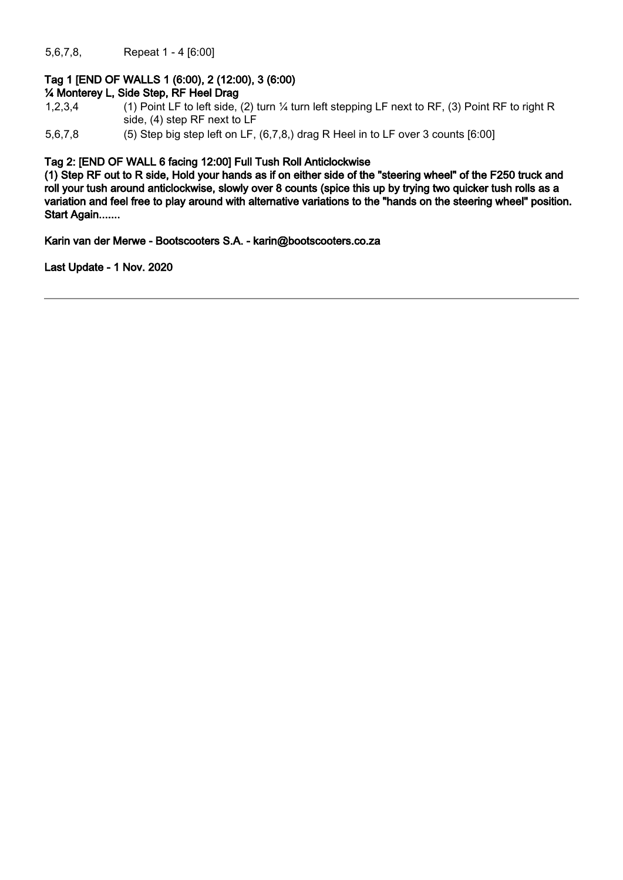| | |
|---|---|
| 5,6,7,8, | Repeat 1 - 4 [6:00] |

**Tag 1 [END OF WALLS 1 (6:00), 2 (12:00), 3 (6:00)**
**¼ Monterey L, Side Step, RF Heel Drag**

| | |
|---|---|
| 1,2,3,4 | (1) Point LF to left side, (2) turn ¼ turn left stepping LF next to RF, (3) Point RF to right R side, (4) step RF next to LF |
| 5,6,7,8 | (5) Step big step left on LF, (6,7,8,) drag R Heel in to LF over 3 counts [6:00] |

**Tag 2: [END OF WALL 6 facing 12:00] Full Tush Roll Anticlockwise**
**(1) Step RF out to R side, Hold your hands as if on either side of the "steering wheel" of the F250 truck and roll your tush around anticlockwise, slowly over 8 counts (spice this up by trying two quicker tush rolls as a variation and feel free to play around with alternative variations to the "hands on the steering wheel" position. Start Again.......**

**Karin van der Merwe - Bootscooters S.A. - karin@bootscooters.co.za**

**Last Update - 1 Nov. 2020**

---